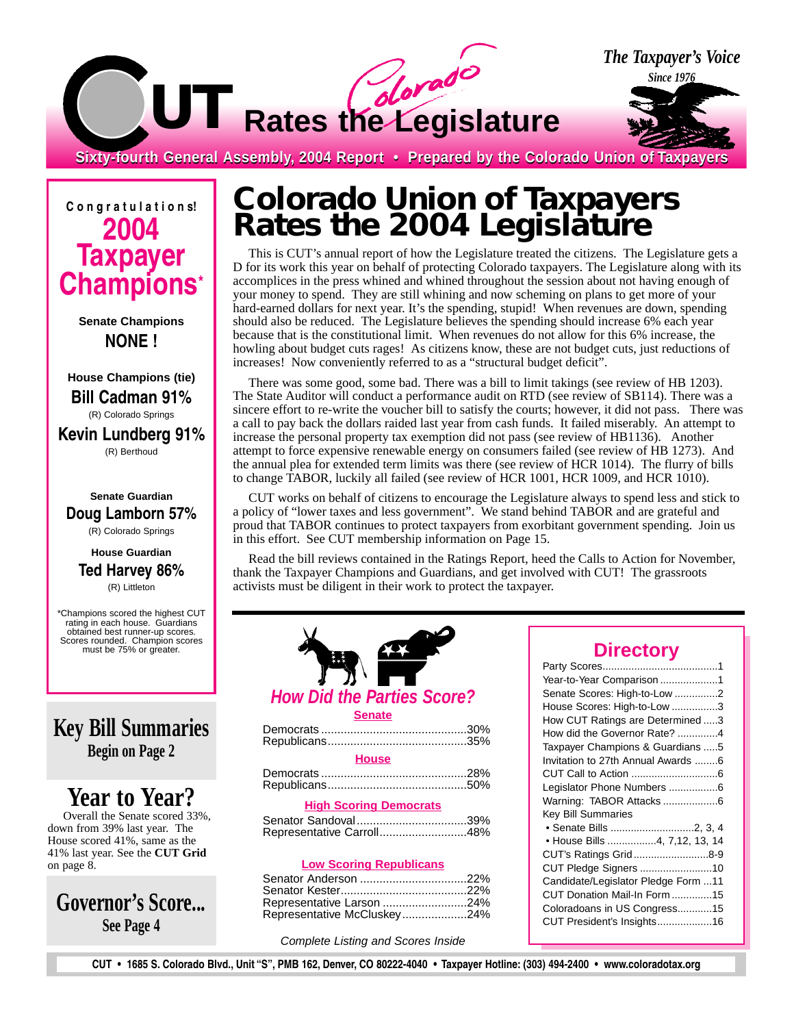# CUT *Colorado* Rates the Legislature

*The Taxpayer's Voice*
*Since 1976*

**Sixty-fourth General Assembly, 2004 Report • Prepared by the Colorado Union of Taxpayers**

## Congratulations! 2004 Taxpayer Champions*

**Senate Champions**
**NONE !**

**House Champions (tie)**
**Bill Cadman 91%**
(R) Colorado Springs
**Kevin Lundberg 91%**
(R) Berthoud

**Senate Guardian**
**Doug Lamborn 57%**
(R) Colorado Springs

**House Guardian**
**Ted Harvey 86%**
(R) Littleton

*Champions scored the highest CUT rating in each house. Guardians obtained best runner-up scores. Scores rounded. Champion scores must be 75% or greater.

## Key Bill Summaries
**Begin on Page 2**

## Year to Year?

Overall the Senate scored 33%, down from 39% last year. The House scored 41%, same as the 41% last year. See the **CUT Grid** on page 8.

## Governor's Score...
**See Page 4**

# Colorado Union of Taxpayers Rates the 2004 Legislature

This is CUT's annual report of how the Legislature treated the citizens. The Legislature gets a D for its work this year on behalf of protecting Colorado taxpayers. The Legislature along with its accomplices in the press whined and whined throughout the session about not having enough of your money to spend. They are still whining and now scheming on plans to get more of your hard-earned dollars for next year. It's the spending, stupid! When revenues are down, spending should also be reduced. The Legislature believes the spending should increase 6% each year because that is the constitutional limit. When revenues do not allow for this 6% increase, the howling about budget cuts rages! As citizens know, these are not budget cuts, just reductions of increases! Now conveniently referred to as a "structural budget deficit".

There was some good, some bad. There was a bill to limit takings (see review of HB 1203). The State Auditor will conduct a performance audit on RTD (see review of SB114). There was a sincere effort to re-write the voucher bill to satisfy the courts; however, it did not pass. There was a call to pay back the dollars raided last year from cash funds. It failed miserably. An attempt to increase the personal property tax exemption did not pass (see review of HB1136). Another attempt to force expensive renewable energy on consumers failed (see review of HB 1273). And the annual plea for extended term limits was there (see review of HCR 1014). The flurry of bills to change TABOR, luckily all failed (see review of HCR 1001, HCR 1009, and HCR 1010).

CUT works on behalf of citizens to encourage the Legislature always to spend less and stick to a policy of "lower taxes and less government". We stand behind TABOR and are grateful and proud that TABOR continues to protect taxpayers from exorbitant government spending. Join us in this effort. See CUT membership information on Page 15.

Read the bill reviews contained in the Ratings Report, heed the Calls to Action for November, thank the Taxpayer Champions and Guardians, and get involved with CUT! The grassroots activists must be diligent in their work to protect the taxpayer.

## How Did the Parties Score?

**Senate**

| | |
|---|---|
| Democrats | 30% |
| Republicans | 35% |

**House**

| | |
|---|---|
| Democrats | 28% |
| Republicans | 50% |

**High Scoring Democrats**

| | |
|---|---|
| Senator Sandoval | 39% |
| Representative Carroll | 48% |

**Low Scoring Republicans**

| | |
|---|---|
| Senator Anderson | 22% |
| Senator Kester | 22% |
| Representative Larson | 24% |
| Representative McCluskey | 24% |

*Complete Listing and Scores Inside*

## Directory

| | |
|---|---|
| Party Scores | 1 |
| Year-to-Year Comparison | 1 |
| Senate Scores: High-to-Low | 2 |
| House Scores: High-to-Low | 3 |
| How CUT Ratings are Determined | 3 |
| How did the Governor Rate? | 4 |
| Taxpayer Champions & Guardians | 5 |
| Invitation to 27th Annual Awards | 6 |
| CUT Call to Action | 6 |
| Legislator Phone Numbers | 6 |
| Warning: TABOR Attacks | 6 |
| Key Bill Summaries | |
| • Senate Bills | 2, 3, 4 |
| • House Bills | 4, 7,12, 13, 14 |
| CUT's Ratings Grid | 8-9 |
| CUT Pledge Signers | 10 |
| Candidate/Legislator Pledge Form | 11 |
| CUT Donation Mail-In Form | 15 |
| Coloradoans in US Congress | 15 |
| CUT President's Insights | 16 |

**CUT • 1685 S. Colorado Blvd., Unit "S", PMB 162, Denver, CO 80222-4040 • Taxpayer Hotline: (303) 494-2400 • www.coloradotax.org**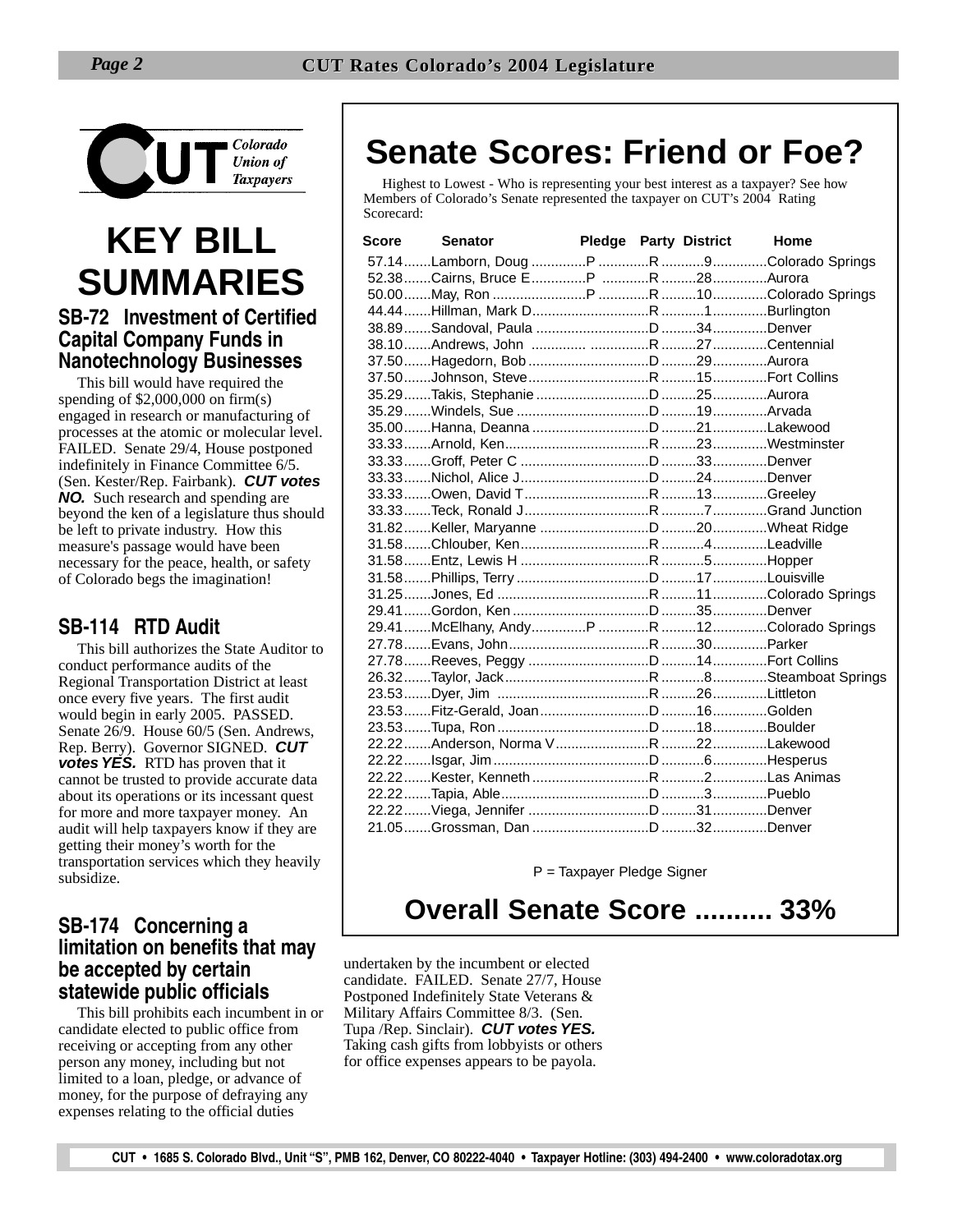Colorado Union of Taxpayers

# KEY BILL SUMMARIES

### SB-72 Investment of Certified Capital Company Funds in Nanotechnology Businesses

This bill would have required the spending of $2,000,000 on firm(s) engaged in research or manufacturing of processes at the atomic or molecular level. FAILED. Senate 29/4, House postponed indefinitely in Finance Committee 6/5. (Sen. Kester/Rep. Fairbank). ***CUT votes NO.*** Such research and spending are beyond the ken of a legislature thus should be left to private industry. How this measure's passage would have been necessary for the peace, health, or safety of Colorado begs the imagination!

### SB-114 RTD Audit

This bill authorizes the State Auditor to conduct performance audits of the Regional Transportation District at least once every five years. The first audit would begin in early 2005. PASSED. Senate 26/9. House 60/5 (Sen. Andrews, Rep. Berry). Governor SIGNED. ***CUT votes YES.*** RTD has proven that it cannot be trusted to provide accurate data about its operations or its incessant quest for more and more taxpayer money. An audit will help taxpayers know if they are getting their money's worth for the transportation services which they heavily subsidize.

### SB-174 Concerning a limitation on benefits that may be accepted by certain statewide public officials

This bill prohibits each incumbent in or candidate elected to public office from receiving or accepting from any other person any money, including but not limited to a loan, pledge, or advance of money, for the purpose of defraying any expenses relating to the official duties undertaken by the incumbent or elected candidate. FAILED. Senate 27/7, House Postponed Indefinitely State Veterans & Military Affairs Committee 8/3. (Sen. Tupa /Rep. Sinclair). ***CUT votes YES.*** Taking cash gifts from lobbyists or others for office expenses appears to be payola.

## Senate Scores: Friend or Foe?

Highest to Lowest - Who is representing your best interest as a taxpayer? See how Members of Colorado's Senate represented the taxpayer on CUT's 2004 Rating Scorecard:

| Score | Senator | Pledge | Party | District | Home |
|---|---|---|---|---|---|
| 57.14 | Lamborn, Doug | P | R | 9 | Colorado Springs |
| 52.38 | Cairns, Bruce E | P | R | 28 | Aurora |
| 50.00 | May, Ron | P | R | 10 | Colorado Springs |
| 44.44 | Hillman, Mark D | | R | 1 | Burlington |
| 38.89 | Sandoval, Paula | | D | 34 | Denver |
| 38.10 | Andrews, John | | R | 27 | Centennial |
| 37.50 | Hagedorn, Bob | | D | 29 | Aurora |
| 37.50 | Johnson, Steve | | R | 15 | Fort Collins |
| 35.29 | Takis, Stephanie | | D | 25 | Aurora |
| 35.29 | Windels, Sue | | D | 19 | Arvada |
| 35.00 | Hanna, Deanna | | D | 21 | Lakewood |
| 33.33 | Arnold, Ken | | R | 23 | Westminster |
| 33.33 | Groff, Peter C | | D | 33 | Denver |
| 33.33 | Nichol, Alice J | | D | 24 | Denver |
| 33.33 | Owen, David T | | R | 13 | Greeley |
| 33.33 | Teck, Ronald J | | R | 7 | Grand Junction |
| 31.82 | Keller, Maryanne | | D | 20 | Wheat Ridge |
| 31.58 | Chlouber, Ken | | R | 4 | Leadville |
| 31.58 | Entz, Lewis H | | R | 5 | Hopper |
| 31.58 | Phillips, Terry | | D | 17 | Louisville |
| 31.25 | Jones, Ed | | R | 11 | Colorado Springs |
| 29.41 | Gordon, Ken | | D | 35 | Denver |
| 29.41 | McElhany, Andy | P | R | 12 | Colorado Springs |
| 27.78 | Evans, John | | R | 30 | Parker |
| 27.78 | Reeves, Peggy | | D | 14 | Fort Collins |
| 26.32 | Taylor, Jack | | R | 8 | Steamboat Springs |
| 23.53 | Dyer, Jim | | R | 26 | Littleton |
| 23.53 | Fitz-Gerald, Joan | | D | 16 | Golden |
| 23.53 | Tupa, Ron | | D | 18 | Boulder |
| 22.22 | Anderson, Norma V | | R | 22 | Lakewood |
| 22.22 | Isgar, Jim | | D | 6 | Hesperus |
| 22.22 | Kester, Kenneth | | R | 2 | Las Animas |
| 22.22 | Tapia, Able | | D | 3 | Pueblo |
| 22.22 | Viega, Jennifer | | D | 31 | Denver |
| 21.05 | Grossman, Dan | | D | 32 | Denver |

P = Taxpayer Pledge Signer

## Overall Senate Score .......... 33%

CUT • 1685 S. Colorado Blvd., Unit "S", PMB 162, Denver, CO 80222-4040 • Taxpayer Hotline: (303) 494-2400 • www.coloradotax.org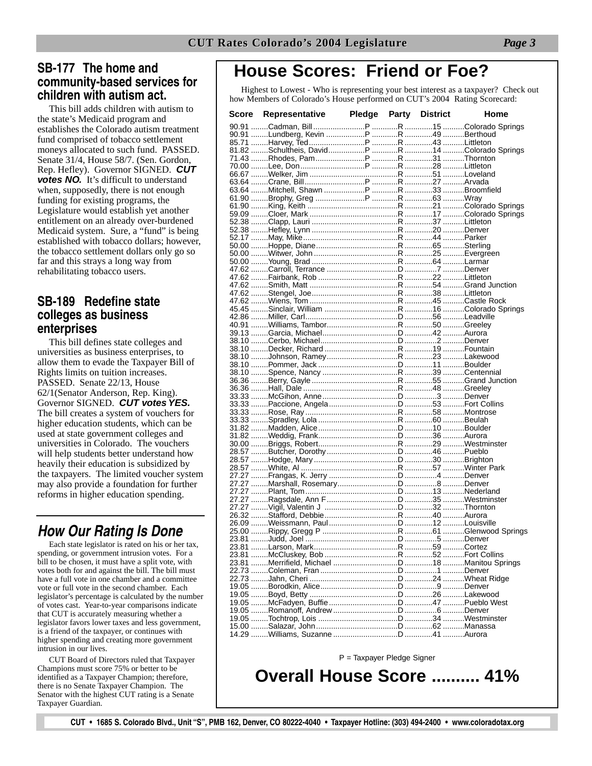## SB-177 The home and community-based services for children with autism act.

This bill adds children with autism to the state's Medicaid program and establishes the Colorado autism treatment fund comprised of tobacco settlement moneys allocated to such fund. PASSED. Senate 31/4, House 58/7. (Sen. Gordon, Rep. Hefley). Governor SIGNED. ***CUT votes NO.*** It's difficult to understand when, supposedly, there is not enough funding for existing programs, the Legislature would establish yet another entitlement on an already over-burdened Medicaid system. Sure, a "fund" is being established with tobacco dollars; however, the tobacco settlement dollars only go so far and this strays a long way from rehabilitating tobacco users.

## SB-189 Redefine state colleges as business enterprises

This bill defines state colleges and universities as business enterprises, to allow them to evade the Taxpayer Bill of Rights limits on tuition increases. PASSED. Senate 22/13, House 62/1(Senator Anderson, Rep. King). Governor SIGNED. ***CUT votes YES.*** The bill creates a system of vouchers for higher education students, which can be used at state government colleges and universities in Colorado. The vouchers will help students better understand how heavily their education is subsidized by the taxpayers. The limited voucher system may also provide a foundation for further reforms in higher education spending.

## *How Our Rating Is Done*

Each state legislator is rated on his or her tax, spending, or government intrusion votes. For a bill to be chosen, it must have a split vote, with votes both for and against the bill. The bill must have a full vote in one chamber and a committee vote or full vote in the second chamber. Each legislator's percentage is calculated by the number of votes cast. Year-to-year comparisons indicate that CUT is accurately measuring whether a legislator favors lower taxes and less government, is a friend of the taxpayer, or continues with higher spending and creating more government intrusion in our lives.

CUT Board of Directors ruled that Taxpayer Champions must score 75% or better to be identified as a Taxpayer Champion; therefore, there is no Senate Taxpayer Champion. The Senator with the highest CUT rating is a Senate Taxpayer Guardian.

# House Scores: Friend or Foe?

Highest to Lowest - Who is representing your best interest as a taxpayer? Check out how Members of Colorado's House performed on CUT's 2004 Rating Scorecard:

| Score | Representative | Pledge | Party | District | Home |
|---|---|---|---|---|---|
| 90.91 | Cadman, Bill | P | R | 15 | Colorado Springs |
| 90.91 | Lundberg, Kevin | P | R | 49 | Berthoud |
| 85.71 | Harvey, Ted | P | R | 43 | Littleton |
| 81.82 | Schultheis, David | P | R | 14 | Colorado Springs |
| 71.43 | Rhodes, Pam | P | R | 31 | Thornton |
| 70.00 | Lee, Don | P | R | 28 | Littleton |
| 66.67 | Welker, Jim | | R | 51 | Loveland |
| 63.64 | Crane, Bill | P | R | 27 | Arvada |
| 63.64 | Mitchell, Shawn | P | R | 33 | Broomfield |
| 61.90 | Brophy, Greg | P | R | 63 | Wray |
| 61.90 | King, Keith | | R | 21 | Colorado Springs |
| 59.09 | Cloer, Mark | | R | 17 | Colorado Springs |
| 52.38 | Clapp, Lauri | | R | 37 | Littleton |
| 52.38 | Hefley, Lynn | | R | 20 | Denver |
| 52.17 | May, Mike | | R | 44 | Parker |
| 50.00 | Hoppe, Diane | | R | 65 | Sterling |
| 50.00 | Witwer, John | | R | 25 | Evergreen |
| 50.00 | Young, Brad | | R | 64 | Larmar |
| 47.62 | Carroll, Terrance | | D | 7 | Denver |
| 47.62 | Fairbank, Rob | | R | 22 | Littleton |
| 47.62 | Smith, Matt | | R | 54 | Grand Junction |
| 47.62 | Stengel, Joe | | R | 38 | Littleton |
| 47.62 | Wiens, Tom | | R | 45 | Castle Rock |
| 45.45 | Sinclair, William | | R | 16 | Colorado Springs |
| 42.86 | Miller, Carl | | D | 56 | Leadville |
| 40.91 | Williams, Tambor | | R | 50 | Greeley |
| 39.13 | Garcia, Michael | | D | 42 | Aurora |
| 38.10 | Cerbo, Michael | | D | 2 | Denver |
| 38.10 | Decker, Richard | | R | 19 | Fountain |
| 38.10 | Johnson, Ramey | | R | 23 | Lakewood |
| 38.10 | Pommer, Jack | | D | 11 | Boulder |
| 38.10 | Spence, Nancy | | R | 39 | Centennial |
| 36.36 | Berry, Gayle | | R | 55 | Grand Junction |
| 36.36 | Hall, Dale | | R | 48 | Greeley |
| 33.33 | McGihon, Anne | | D | 3 | Denver |
| 33.33 | Paccione, Angela | | D | 53 | Fort Collins |
| 33.33 | Rose, Ray | | R | 58 | Montrose |
| 33.33 | Spradley, Lola | | R | 60 | Beulah |
| 31.82 | Madden, Alice | | D | 10 | Boulder |
| 31.82 | Weddig, Frank | | D | 36 | Aurora |
| 30.00 | Briggs, Robert | | R | 29 | Westminster |
| 28.57 | Butcher, Dorothy | | D | 46 | Pueblo |
| 28.57 | Hodge, Mary | | D | 30 | Brighton |
| 28.57 | White, Al | | R | 57 | Winter Park |
| 27.27 | Frangas, K. Jerry | | D | 4 | Denver |
| 27.27 | Marshall, Rosemary | | D | 8 | Denver |
| 27.27 | Plant, Tom | | D | 13 | Nederland |
| 27.27 | Ragsdale, Ann F | | D | 35 | Westminster |
| 27.27 | Vigil, Valentin J | | D | 32 | Thornton |
| 26.32 | Stafford, Debbie | | R | 40 | Aurora |
| 26.09 | Weissmann, Paul | | D | 12 | Louisville |
| 25.00 | Rippy, Gregg P | | R | 61 | Glenwood Springs |
| 23.81 | Judd, Joel | | D | 5 | Denver |
| 23.81 | Larson, Mark | | R | 59 | Cortez |
| 23.81 | McCluskey, Bob | | R | 52 | Fort Collins |
| 23.81 | Merrifield, Michael | | D | 18 | Manitou Springs |
| 22.73 | Coleman, Fran | | D | 1 | Denver |
| 22.73 | Jahn, Cheri | | D | 24 | Wheat Ridge |
| 19.05 | Borodkin, Alice | | D | 9 | Denver |
| 19.05 | Boyd, Betty | | D | 26 | Lakewood |
| 19.05 | McFadyen, Buffie | | D | 47 | Pueblo West |
| 19.05 | Romanoff, Andrew | | D | 6 | Denver |
| 19.05 | Tochtrop, Lois | | D | 34 | Westminster |
| 15.00 | Salazar, John | | D | 62 | Manassa |
| 14.29 | Williams, Suzanne | | D | 41 | Aurora |

P = Taxpayer Pledge Signer

**Overall House Score .......... 41%**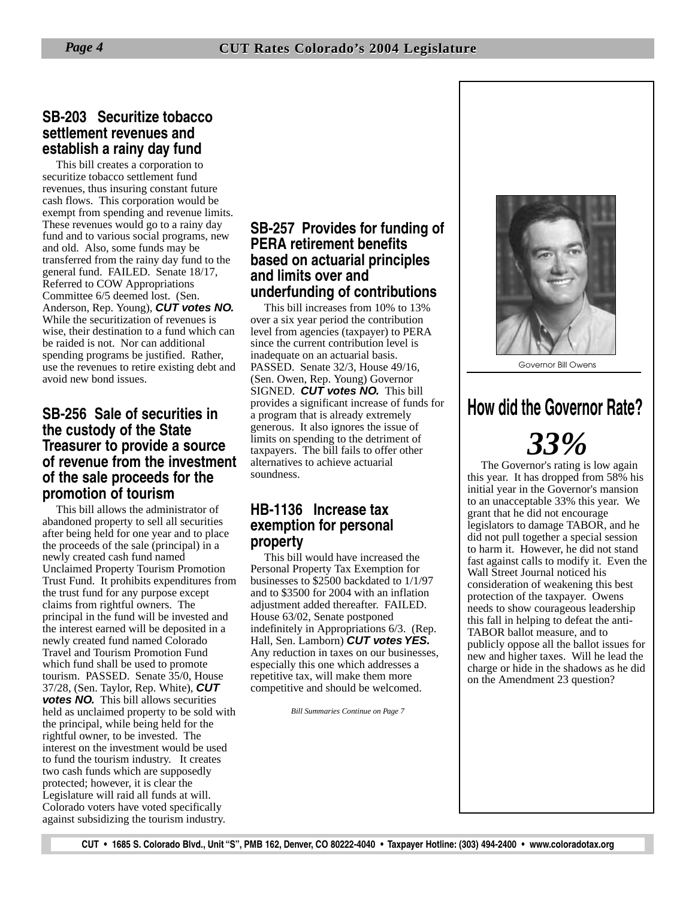## SB-203 Securitize tobacco settlement revenues and establish a rainy day fund

This bill creates a corporation to securitize tobacco settlement fund revenues, thus insuring constant future cash flows. This corporation would be exempt from spending and revenue limits. These revenues would go to a rainy day fund and to various social programs, new and old. Also, some funds may be transferred from the rainy day fund to the general fund. FAILED. Senate 18/17, Referred to COW Appropriations Committee 6/5 deemed lost. (Sen. Anderson, Rep. Young), ***CUT votes NO.*** While the securitization of revenues is wise, their destination to a fund which can be raided is not. Nor can additional spending programs be justified. Rather, use the revenues to retire existing debt and avoid new bond issues.

## SB-256 Sale of securities in the custody of the State Treasurer to provide a source of revenue from the investment of the sale proceeds for the promotion of tourism

This bill allows the administrator of abandoned property to sell all securities after being held for one year and to place the proceeds of the sale (principal) in a newly created cash fund named Unclaimed Property Tourism Promotion Trust Fund. It prohibits expenditures from the trust fund for any purpose except claims from rightful owners. The principal in the fund will be invested and the interest earned will be deposited in a newly created fund named Colorado Travel and Tourism Promotion Fund which fund shall be used to promote tourism. PASSED. Senate 35/0, House 37/28, (Sen. Taylor, Rep. White), ***CUT votes NO.*** This bill allows securities held as unclaimed property to be sold with the principal, while being held for the rightful owner, to be invested. The interest on the investment would be used to fund the tourism industry. It creates two cash funds which are supposedly protected; however, it is clear the Legislature will raid all funds at will. Colorado voters have voted specifically against subsidizing the tourism industry.

## SB-257 Provides for funding of PERA retirement benefits based on actuarial principles and limits over and underfunding of contributions

This bill increases from 10% to 13% over a six year period the contribution level from agencies (taxpayer) to PERA since the current contribution level is inadequate on an actuarial basis. PASSED. Senate 32/3, House 49/16, (Sen. Owen, Rep. Young) Governor SIGNED. ***CUT votes NO.*** This bill provides a significant increase of funds for a program that is already extremely generous. It also ignores the issue of limits on spending to the detriment of taxpayers. The bill fails to offer other alternatives to achieve actuarial soundness.

## HB-1136 Increase tax exemption for personal property

This bill would have increased the Personal Property Tax Exemption for businesses to $2500 backdated to 1/1/97 and to $3500 for 2004 with an inflation adjustment added thereafter. FAILED. House 63/02, Senate postponed indefinitely in Appropriations 6/3. (Rep. Hall, Sen. Lamborn) ***CUT votes YES.*** Any reduction in taxes on our businesses, especially this one which addresses a repetitive tax, will make them more competitive and should be welcomed.

*Bill Summaries Continue on Page 7*

Governor Bill Owens

## How did the Governor Rate?

# *33%*

The Governor's rating is low again this year. It has dropped from 58% his initial year in the Governor's mansion to an unacceptable 33% this year. We grant that he did not encourage legislators to damage TABOR, and he did not pull together a special session to harm it. However, he did not stand fast against calls to modify it. Even the Wall Street Journal noticed his consideration of weakening this best protection of the taxpayer. Owens needs to show courageous leadership this fall in helping to defeat the anti-TABOR ballot measure, and to publicly oppose all the ballot issues for new and higher taxes. Will he lead the charge or hide in the shadows as he did on the Amendment 23 question?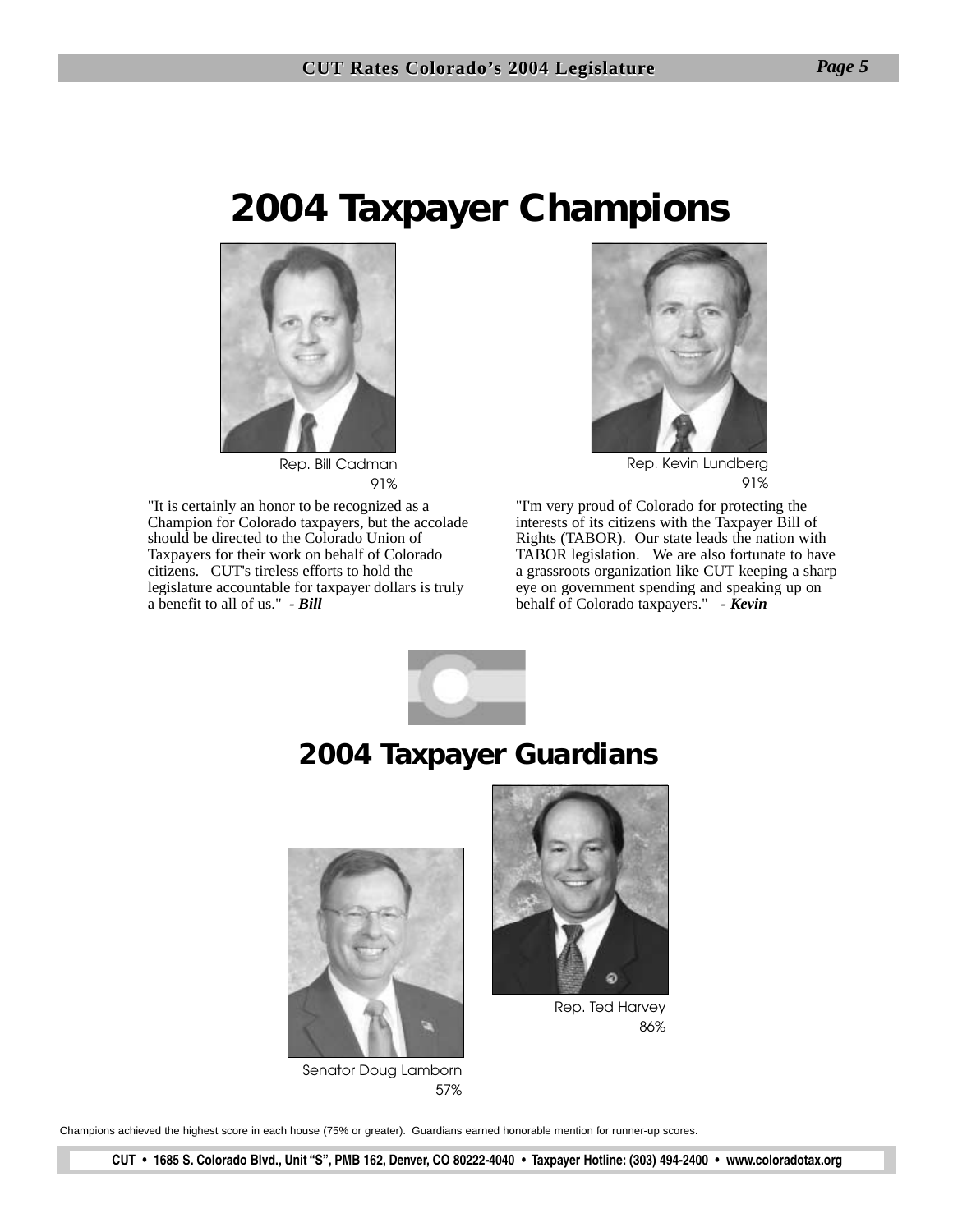# 2004 Taxpayer Champions

Rep. Bill Cadman
91%

"It is certainly an honor to be recognized as a Champion for Colorado taxpayers, but the accolade should be directed to the Colorado Union of Taxpayers for their work on behalf of Colorado citizens. CUT's tireless efforts to hold the legislature accountable for taxpayer dollars is truly a benefit to all of us." ***- Bill***

Rep. Kevin Lundberg
91%

"I'm very proud of Colorado for protecting the interests of its citizens with the Taxpayer Bill of Rights (TABOR). Our state leads the nation with TABOR legislation. We are also fortunate to have a grassroots organization like CUT keeping a sharp eye on government spending and speaking up on behalf of Colorado taxpayers." ***- Kevin***

## 2004 Taxpayer Guardians

Senator Doug Lamborn
57%

Rep. Ted Harvey
86%

Champions achieved the highest score in each house (75% or greater). Guardians earned honorable mention for runner-up scores.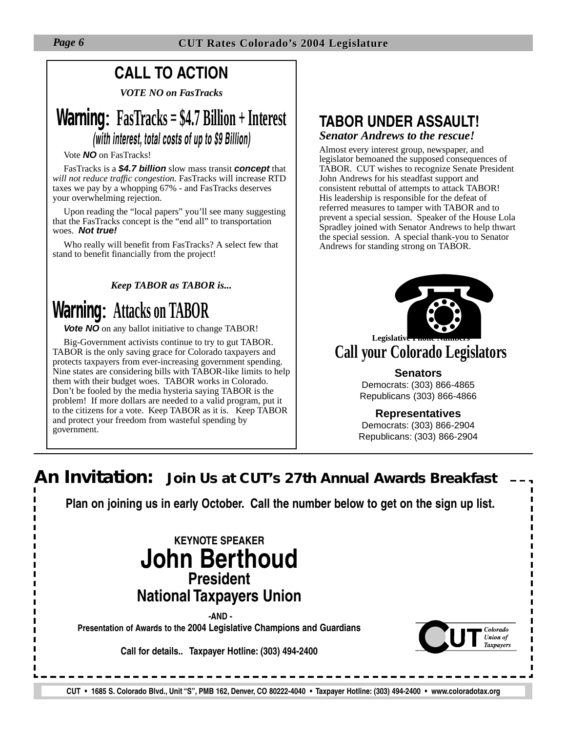## CALL TO ACTION

*VOTE NO on FasTracks*

### Warning: FasTracks = $4.7 Billion + Interest

*(with interest, total costs of up to $9 Billion)*

Vote **NO** on FasTracks!

FasTracks is a ***$4.7 billion*** slow mass transit ***concept*** that *will not reduce traffic congestion.* FasTracks will increase RTD taxes we pay by a whopping 67% - and FasTracks deserves your overwhelming rejection.

Upon reading the "local papers" you'll see many suggesting that the FasTracks concept is the "end all" to transportation woes. ***Not true!***

Who really will benefit from FasTracks? A select few that stand to benefit financially from the project!

*Keep TABOR as TABOR is...*

### Warning: Attacks on TABOR

***Vote NO*** on any ballot initiative to change TABOR!

Big-Government activists continue to try to gut TABOR. TABOR is the only saving grace for Colorado taxpayers and protects taxpayers from ever-increasing government spending. Nine states are considering bills with TABOR-like limits to help them with their budget woes. TABOR works in Colorado. Don't be fooled by the media hysteria saying TABOR is the problem! If more dollars are needed to a valid program, put it to the citizens for a vote. Keep TABOR as it is. Keep TABOR and protect your freedom from wasteful spending by government.

## TABOR UNDER ASSAULT!

***Senator Andrews to the rescue!***

Almost every interest group, newspaper, and legislator bemoaned the supposed consequences of TABOR. CUT wishes to recognize Senate President John Andrews for his steadfast support and consistent rebuttal of attempts to attack TABOR! His leadership is responsible for the defeat of referred measures to tamper with TABOR and to prevent a special session. Speaker of the House Lola Spradley joined with Senator Andrews to help thwart the special session. A special thank-you to Senator Andrews for standing strong on TABOR.

Legislative Phone Numbers

### Call your Colorado Legislators

**Senators**

Democrats: (303) 866-4865
Republicans (303) 866-4866

**Representatives**

Democrats: (303) 866-2904
Republicans: (303) 866-2904

## An Invitation: Join Us at CUT's 27th Annual Awards Breakfast

**Plan on joining us in early October. Call the number below to get on the sign up list.**

**KEYNOTE SPEAKER**

**John Berthoud**
**President**
**National Taxpayers Union**

**-AND -**

**Presentation of Awards to the 2004 Legislative Champions and Guardians**

**Call for details.. Taxpayer Hotline: (303) 494-2400**

CUT Colorado Union of Taxpayers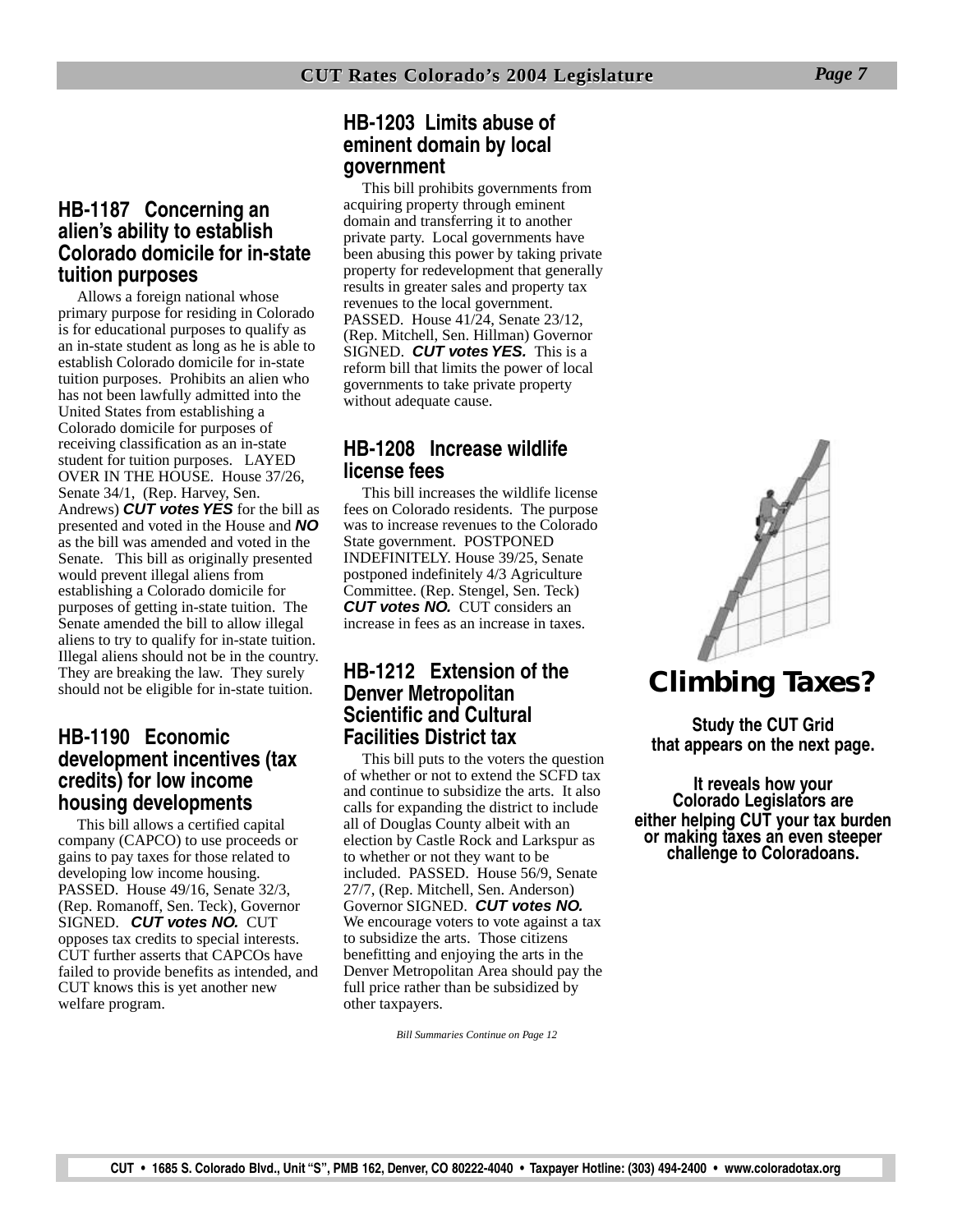## HB-1187 Concerning an alien's ability to establish Colorado domicile for in-state tuition purposes

Allows a foreign national whose primary purpose for residing in Colorado is for educational purposes to qualify as an in-state student as long as he is able to establish Colorado domicile for in-state tuition purposes. Prohibits an alien who has not been lawfully admitted into the United States from establishing a Colorado domicile for purposes of receiving classification as an in-state student for tuition purposes. LAYED OVER IN THE HOUSE. House 37/26, Senate 34/1, (Rep. Harvey, Sen. Andrews) ***CUT votes YES*** for the bill as presented and voted in the House and ***NO*** as the bill was amended and voted in the Senate. This bill as originally presented would prevent illegal aliens from establishing a Colorado domicile for purposes of getting in-state tuition. The Senate amended the bill to allow illegal aliens to try to qualify for in-state tuition. Illegal aliens should not be in the country. They are breaking the law. They surely should not be eligible for in-state tuition.

## HB-1190 Economic development incentives (tax credits) for low income housing developments

This bill allows a certified capital company (CAPCO) to use proceeds or gains to pay taxes for those related to developing low income housing. PASSED. House 49/16, Senate 32/3, (Rep. Romanoff, Sen. Teck), Governor SIGNED. ***CUT votes NO.*** CUT opposes tax credits to special interests. CUT further asserts that CAPCOs have failed to provide benefits as intended, and CUT knows this is yet another new welfare program.

## HB-1203 Limits abuse of eminent domain by local government

This bill prohibits governments from acquiring property through eminent domain and transferring it to another private party. Local governments have been abusing this power by taking private property for redevelopment that generally results in greater sales and property tax revenues to the local government. PASSED. House 41/24, Senate 23/12, (Rep. Mitchell, Sen. Hillman) Governor SIGNED. ***CUT votes YES.*** This is a reform bill that limits the power of local governments to take private property without adequate cause.

## HB-1208 Increase wildlife license fees

This bill increases the wildlife license fees on Colorado residents. The purpose was to increase revenues to the Colorado State government. POSTPONED INDEFINITELY. House 39/25, Senate postponed indefinitely 4/3 Agriculture Committee. (Rep. Stengel, Sen. Teck) ***CUT votes NO.*** CUT considers an increase in fees as an increase in taxes.

## HB-1212 Extension of the Denver Metropolitan Scientific and Cultural Facilities District tax

This bill puts to the voters the question of whether or not to extend the SCFD tax and continue to subsidize the arts. It also calls for expanding the district to include all of Douglas County albeit with an election by Castle Rock and Larkspur as to whether or not they want to be included. PASSED. House 56/9, Senate 27/7, (Rep. Mitchell, Sen. Anderson) Governor SIGNED. ***CUT votes NO.*** We encourage voters to vote against a tax to subsidize the arts. Those citizens benefitting and enjoying the arts in the Denver Metropolitan Area should pay the full price rather than be subsidized by other taxpayers.

*Bill Summaries Continue on Page 12*

## Climbing Taxes?

**Study the CUT Grid that appears on the next page.**

**It reveals how your Colorado Legislators are either helping CUT your tax burden or making taxes an even steeper challenge to Coloradoans.**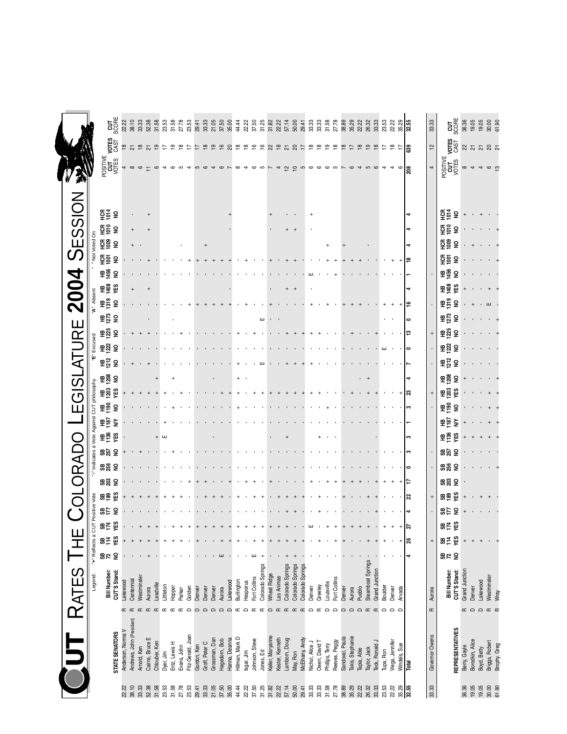# CUT Rates The Colorado Legislature 2004 Session

Legend: "+" Reflects a CUT Positive Vote; "-" Indicates a Vote Against CUT philosophy; "E" Excused; "A" Absent; " " Not Voted On

| | STATE SENATORS | | Bill Number: | SB 72 | SB 114 | SB 174 | SB 177 | SB 189 | SB 203 | SB 256 | SB 257 | HB 1136 | HB 1187 | HB 1190 | HB 1203 | HB 1208 | HB 1212 | HB 1222 | HB 1225 | HB 1273 | HB 1319 | HB 1408 | HB 1456 | HCR 1001 | HCR 1009 | HCR 1010 | HCR 1014 | POSITIVE CUT VOTES | VOTES CAST | CUT SCORE |
|---|---|---|---|---|---|---|---|---|---|---|---|---|---|---|---|---|---|---|---|---|---|---|---|---|---|---|---|---|---|---|
| | | | CUT'S Stand: | NO | YES | YES | NO | YES | NO | NO | NO | YES | N/Y | NO | YES | NO | NO | NO | NO | NO | NO | YES | NO | NO | NO | NO | NO | | | |
| 22.22 | Anderson, Norma V | R | Lakewood | - | + | - | - | + | - | - | + | - | - | - | + | | - | - | - | | - | | | | | | | 4 | 18 | 22.22 |
| 38.10 | Andrews, John (President) | R | Centennial | - | + | + | - | + | - | - | - | | - | - | + | | + | - | + | | - | + | - | - | + | + | - | 8 | 21 | 38.10 |
| 33.33 | Arnold, Ken | R | Westminster | - | + | + | - | + | - | - | + | | - | - | + | | - | - | + | | - | | | | - | | | 6 | 18 | 33.33 |
| 52.38 | Cairns, Bruce E | R | Aurora | + | + | + | - | + | - | - | - | | - | - | + | | + | - | + | - | + | + | - | + | | + | + | 11 | 21 | 52.38 |
| 31.58 | Chlouber, Ken | R | Leadville | - | + | + | - | + | - | - | - | + | - | - | + | + | - | - | - | | - | | | | | | | 6 | 19 | 31.58 |
| 23.53 | Dyer, Jim | R | Littleton | - | + | + | - | + | - | - | - | E | + | - | + | | - | - | - | | - | | | - | | | | 4 | 17 | 23.53 |
| 31.58 | Entz, Lewis H | R | Hopper | - | + | + | - | + | - | + | - | | - | + | + | + | - | - | - | | - | | | - | | | | 6 | 19 | 31.58 |
| 27.78 | Evans, John | R | Parker | - | + | + | - | + | - | - | - | | - | - | + | | - | - | + | - | - | | | - | - | | | 5 | 18 | 27.78 |
| 23.53 | Fitz-Gerald, Joan | D | Golden | - | - | + | - | + | + | - | - | | - | - | - | | - | - | - | | + | | | + | | | | 4 | 17 | 23.53 |
| 29.41 | Gordon, Ken | D | Denver | - | + | + | - | - | + | - | - | | - | - | - | | - | - | - | | + | | | + | | | | 5 | 17 | 29.41 |
| 33.33 | Groff, Peter C | D | Denver | - | - | + | - | + | + | - | - | | - | - | - | | - | - | - | | + | | | + | + | | | 6 | 18 | 33.33 |
| 21.05 | Grossman, Dan | D | Denver | - | - | + | - | + | - | - | - | - | - | - | - | - | - | - | - | | + | | | + | | | | 4 | 19 | 21.05 |
| 37.50 | Hagedorn, Bob | D | Aurora | E | - | + | - | + | + | - | - | | - | - | + | | - | - | - | | + | | | + | | | | 6 | 16 | 37.50 |
| 35.00 | Hanna, Deanna | D | Lakewood | - | + | + | - | + | + | - | - | | - | - | + | | - | - | - | | + | - | | + | | - | + | 7 | 20 | 35.00 |
| 44.44 | Hillman, Mark D | R | Burlington | - | + | + | - | + | - | - | - | | - | + | + | + | + | - | + | | - | | | - | | | | 8 | 18 | 44.44 |
| 22.22 | Isgar, Jim | D | Hesperus | - | - | + | - | + | + | - | - | | - | - | - | - | - | - | - | | + | | | + | | | | 4 | 18 | 22.22 |
| 37.50 | Johnson, Steve | R | Fort Collins | E | + | + | - | + | + | - | - | | - | - | + | | - | - | + | | - | | | - | | | | 6 | 16 | 37.50 |
| 31.25 | Jones, Ed | R | Colorado Springs | + | + | + | - | + | - | - | - | | - | - | + | | E | - | - | E | - | | | - | | | | 5 | 16 | 31.25 |
| 31.82 | Keller, Maryanne | D | Wheat Ridge | - | + | + | - | - | + | - | - | - | - | - | + | | - | - | - | - | + | - | | + | | - | + | 7 | 22 | 31.82 |
| 22.22 | Kester, Kenneth | R | Las Animas | - | + | + | - | + | - | - | - | | - | - | + | | - | - | - | - | - | | | - | | | | 4 | 18 | 22.22 |
| 57.14 | Lamborn, Doug | R | Colorado Springs | + | + | + | + | + | - | - | - | + | - | - | + | | + | - | + | | - | + | | + | - | + | - | 12 | 21 | 57.14 |
| 50.00 | May, Ron | R | Colorado Springs | + | + | + | - | + | - | - | - | | - | - | + | | + | - | + | | - | + | | + | - | + | - | 10 | 20 | 50.00 |
| 29.41 | McElhany, Andy | R | Colorado Springs | - | + | + | - | + | - | - | - | | - | - | + | | + | - | - | | - | | | - | | | | 5 | 17 | 29.41 |
| 33.33 | Nichol, Alice J | D | Denver | - | - | E | - | + | + | - | - | | - | - | + | | - | - | - | | + | - | E | - | | - | + | 6 | 18 | 33.33 |
| 33.33 | Owen, David T | R | Greeley | - | - | + | + | + | - | - | - | + | - | - | + | | - | - | + | | - | | | - | | | | 6 | 18 | 33.33 |
| 31.58 | Phillips, Terry | D | Louisville | - | - | + | - | + | + | - | - | - | - | + | - | | - | - | - | | + | | | + | + | | | 6 | 19 | 31.58 |
| 27.78 | Reeves, Peggy | D | Fort Collins | - | + | + | - | - | + | - | - | | - | - | - | | - | - | - | | + | | + | + | | | | 5 | 18 | 27.78 |
| 38.89 | Sandoval, Paula | D | Denver | - | - | + | - | + | + | - | - | | - | - | + | | - | - | + | | + | | | + | + | | | 7 | 18 | 38.89 |
| 35.29 | Takis, Stephanie | D | Aurora | - | + | + | - | + | + | - | - | | - | - | + | | - | - | + | | + | | | + | | | | 6 | 17 | 35.29 |
| 22.22 | Tapia, Abel | D | Pueblo | - | + | + | - | - | + | - | - | | - | - | - | + | - | - | - | | + | | | + | | | | 4 | 18 | 22.22 |
| 26.32 | Taylor, Jack | R | Steamboat Springs | - | + | + | - | + | - | - | - | | - | - | + | + | - | - | - | | - | | | - | - | | | 5 | 19 | 26.32 |
| 33.33 | Teck, Ronald J | R | Grand Junction | - | + | + | + | + | + | - | - | - | - | - | + | | - | - | + | | - | | | - | | | | 6 | 18 | 33.33 |
| 23.53 | Tupa, Ron | D | Boulder | - | + | + | - | - | + | - | - | | - | - | - | | - | - | - | - | + | | | - | | | | 4 | 17 | 23.53 |
| 22.22 | Veiga, Jennifer | D | Denver | - | + | + | - | - | + | - | - | | - | - | - | | - | E | - | - | + | | | + | | | | 4 | 18 | 22.22 |
| 35.29 | Windels, Sue | D | Arvada | - | + | + | - | + | + | - | - | | - | - | + | | - | - | - | | + | | | + | | | | 6 | 17 | 35.29 |
| 32.55 | Total | | | 4 | 26 | 27 | 4 | 22 | 17 | 0 | 3 | 3 | 1 | 3 | 23 | 4 | 7 | 0 | 13 | 0 | 16 | 4 | 1 | 18 | 4 | 4 | 4 | 208 | 639 | 32.55 |
| 33.33 | Governor Owens | R | Aurora | | + | | | + | | | - | | | - | + | | - | | + | | - | | - | | | | | 4 | 12 | 33.33 |

| | REPRESENTATIVES | | Bill Number: | SB 72 | SB 114 | SB 174 | SB 177 | SB 189 | SB 203 | SB 256 | SB 257 | HB 1136 | HB 1187 | HB 1190 | HB 1203 | HB 1208 | HB 1212 | HB 1222 | HB 1225 | HB 1273 | HB 1319 | HB 1408 | HB 1456 | HCR 1001 | HCR 1009 | HCR 1010 | HCR 1014 | POSITIVE CUT VOTES | VOTES CAST | CUT SCORE |
|---|---|---|---|---|---|---|---|---|---|---|---|---|---|---|---|---|---|---|---|---|---|---|---|---|---|---|---|---|---|---|
| | | | CUT'S Stand: | NO | YES | YES | NO | YES | NO | NO | NO | YES | N/Y | NO | YES | NO | NO | NO | NO | NO | NO | YES | NO | NO | NO | NO | NO | | | |
| 36.36 | Berry, Gayle | R | Grand Junction | | + | | + | + | - | - | - | + | + | - | - | + | - | - | - | - | - | + | - | - | - | - | + | 8 | 22 | 36.36 |
| 19.05 | Borodkin, Alice | D | Denver | | - | | - | - | - | - | - | + | - | - | - | - | - | - | - | - | + | - | - | - | + | - | - | 4 | 21 | 19.05 |
| 19.05 | Boyd, Betty | D | Lakewood | | + | | - | + | - | - | - | + | - | - | - | - | - | - | - | - | - | - | - | - | - | - | + | 4 | 21 | 19.05 |
| 30.00 | Briggs, Robert | R | Westminster | | - | | - | - | - | - | - | + | + | + | - | - | - | - | - | - | E | + | - | - | - | - | - | 6 | 20 | 30.00 |
| 61.90 | Brophy, Greg | R | Wray | | + | | - | - | - | + | - | + | + | + | - | + | - | - | + | + | - | + | - | + | - | + | - | 13 | 21 | 61.90 |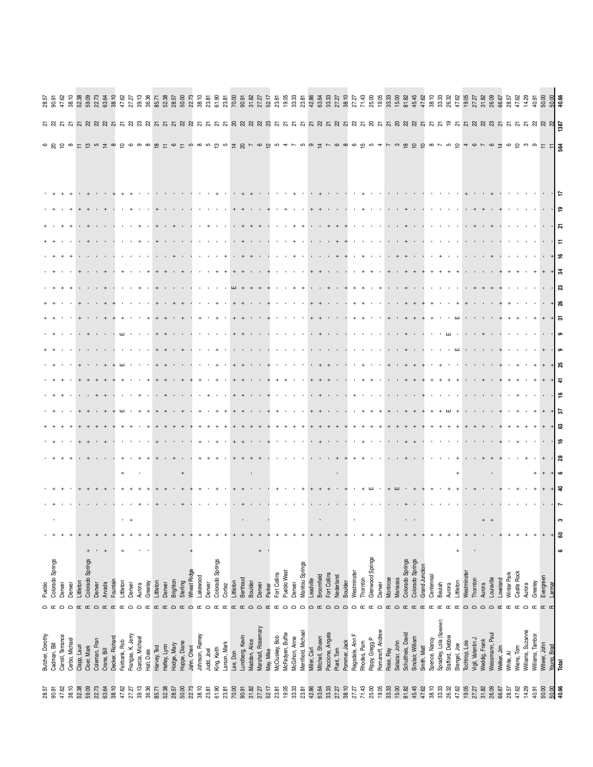| % | Legislator | Party | City | + | Votes | % |
|---|---|---|---|---|---|---|
| 28.57 | Butcher, Dorothy | D | Pueblo | 6 | 21 | 28.57 |
| 90.91 | Cadman, Bill | R | Colorado Springs | 20 | 22 | 90.91 |
| 47.62 | Carroll, Terrance | D | Denver | 10 | 21 | 47.62 |
| 38.10 | Cerbo, Michael | D | Denver | 8 | 21 | 38.10 |
| 52.38 | Clapp, Lauri | R | Littleton | 11 | 21 | 52.38 |
| 59.09 | Cloer, Mark | R | Colorado Springs | 13 | 22 | 59.09 |
| 22.73 | Coleman, Fran | D | Denver | 5 | 22 | 22.73 |
| 63.64 | Crane, Bill | R | Arvada | 14 | 22 | 63.64 |
| 38.10 | Decker, Richard | R | Fountain | 8 | 21 | 38.10 |
| 47.62 | Fairbank, Rob | R | Littleton | 10 | 21 | 47.62 |
| 27.27 | Frangas, K. Jerry | D | Denver | 6 | 22 | 27.27 |
| 39.13 | Garcia, Michael | D | Aurora | 9 | 23 | 39.13 |
| 36.36 | Hall, Dale | R | Greeley | 8 | 22 | 36.36 |
| 85.71 | Harvey, Ted | R | Littleton | 18 | 21 | 85.71 |
| 52.38 | Hefley, Lynn | R | Denver | 11 | 21 | 52.38 |
| 28.57 | Hodge, Mary | D | Brighton | 6 | 21 | 28.57 |
| 50.00 | Hoppe, Diane | R | Sterling | 11 | 22 | 50.00 |
| 22.73 | Jahn, Cheri | D | Wheat Ridge | 5 | 22 | 22.73 |
| 38.10 | Johnson, Ramey | R | Lakewood | 8 | 21 | 38.10 |
| 23.81 | Judd, Joel | D | Denver | 5 | 21 | 23.81 |
| 61.90 | King, Keith | R | Colorado Springs | 13 | 21 | 61.90 |
| 23.81 | Larson, Mark | R | Cortez | 5 | 21 | 23.81 |
| 70.00 | Lee, Don | R | Littleton | 14 | 20 | 70.00 |
| 90.91 | Lundberg, Kevin | R | Berthoud | 20 | 22 | 90.91 |
| 31.82 | Madden, Alice | D | Boulder | 7 | 22 | 31.82 |
| 27.27 | Marshall, Rosemary | D | Denver | 6 | 22 | 27.27 |
| 52.17 | May, Mike | R | Parker | 12 | 23 | 52.17 |
| 23.81 | McCluskey, Bob | R | Fort Collins | 5 | 21 | 23.81 |
| 19.05 | McFadyen, Buffie | D | Pueblo West | 4 | 21 | 19.05 |
| 33.33 | McGihon, Anne | D | Denver | 7 | 21 | 33.33 |
| 23.81 | Merrifield, Michael | D | Manitou Springs | 5 | 21 | 23.81 |
| 42.86 | Miller, Carl | D | Leadville | 9 | 21 | 42.86 |
| 63.64 | Mitchell, Shawn | R | Broomfield | 14 | 22 | 63.64 |
| 33.33 | Paccione, Angela | D | Fort Collins | 7 | 21 | 33.33 |
| 27.27 | Plant, Tom | D | Nederland | 6 | 22 | 27.27 |
| 38.10 | Pommer, Jack | D | Boulder | 8 | 21 | 38.10 |
| 27.27 | Ragsdale, Ann F | D | Westminster | 6 | 22 | 27.27 |
| 71.43 | Rhodes, Pam | R | Thornton | 15 | 21 | 71.43 |
| 25.00 | Rippy, Gregg P | R | Glenwood Springs | 5 | 20 | 25.00 |
| 19.05 | Romanoff, Andrew | D | Denver | 4 | 21 | 19.05 |
| 33.33 | Rose, Ray | R | Montrose | 7 | 21 | 33.33 |
| 15.00 | Salazar, John | D | Manassa | 3 | 20 | 15.00 |
| 81.82 | Schultheis, David | R | Colorado Springs | 18 | 22 | 81.82 |
| 45.45 | Sinclair, William | R | Colorado Springs | 10 | 22 | 45.45 |
| 47.62 | Smith, Matt | R | Grand Junction | 10 | 21 | 47.62 |
| 38.10 | Spence, Nancy | R | Centennial | 8 | 21 | 38.10 |
| 33.33 | Spradley, Lola (Speaker) | R | Beulah | 7 | 21 | 33.33 |
| 26.32 | Stafford, Debbie | R | Aurora | 5 | 19 | 26.32 |
| 47.62 | Stengel, Joe | R | Littleton | 10 | 21 | 47.62 |
| 19.05 | Tochtrop, Lois | D | Westminster | 4 | 21 | 19.05 |
| 27.27 | Vigil, Valentin J | D | Thornton | 6 | 22 | 27.27 |
| 31.82 | Weddig, Frank | D | Aurora | 7 | 22 | 31.82 |
| 26.09 | Weissmann, Paul | D | Louisville | 6 | 23 | 26.09 |
| 66.67 | Welker, Jim | R | Loveland | 14 | 21 | 66.67 |
| 28.57 | White, Al | R | Winter Park | 6 | 21 | 28.57 |
| 47.62 | Wiens, Tom | R | Castle Rock | 10 | 21 | 47.62 |
| 14.29 | Williams, Suzanne | D | Aurora | 3 | 21 | 14.29 |
| 40.91 | Williams, Tambor | R | Greeley | 9 | 22 | 40.91 |
| 50.00 | Witwer, John | R | Evergreen | 11 | 22 | 50.00 |
| 50.00 | Young, Brad | R | Lamar | 11 | 22 | 50.00 |
| **40.66** | **Total** | | | **564** | **1387** | **40.66** |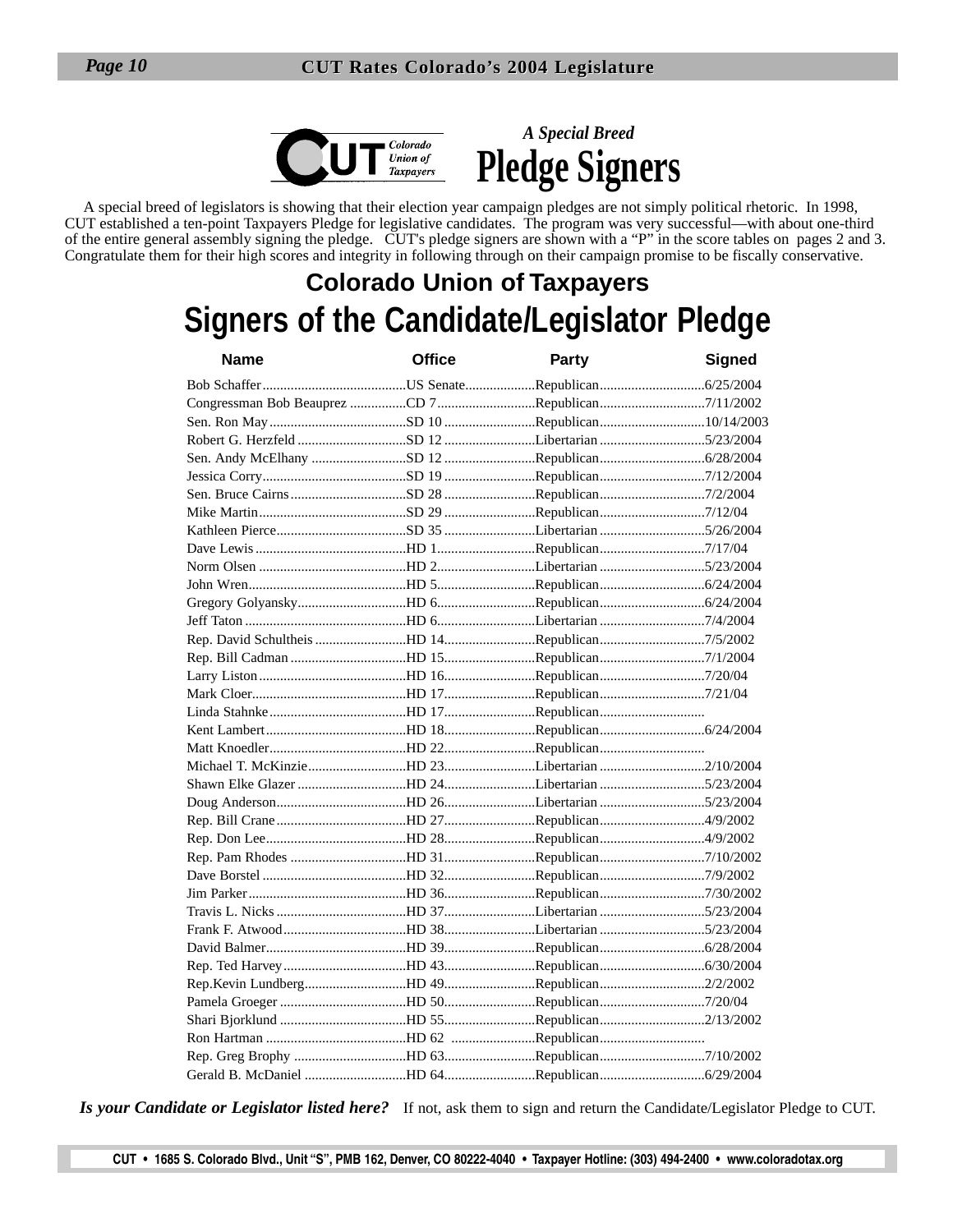CUT Colorado Union of Taxpayers

*A Special Breed*

# Pledge Signers

A special breed of legislators is showing that their election year campaign pledges are not simply political rhetoric. In 1998, CUT established a ten-point Taxpayers Pledge for legislative candidates. The program was very successful—with about one-third of the entire general assembly signing the pledge. CUT's pledge signers are shown with a "P" in the score tables on pages 2 and 3. Congratulate them for their high scores and integrity in following through on their campaign promise to be fiscally conservative.

## Colorado Union of Taxpayers

## Signers of the Candidate/Legislator Pledge

| Name | Office | Party | Signed |
|---|---|---|---|
| Bob Schaffer | US Senate | Republican | 6/25/2004 |
| Congressman Bob Beauprez | CD 7 | Republican | 7/11/2002 |
| Sen. Ron May | SD 10 | Republican | 10/14/2003 |
| Robert G. Herzfeld | SD 12 | Libertarian | 5/23/2004 |
| Sen. Andy McElhany | SD 12 | Republican | 6/28/2004 |
| Jessica Corry | SD 19 | Republican | 7/12/2004 |
| Sen. Bruce Cairns | SD 28 | Republican | 7/2/2004 |
| Mike Martin | SD 29 | Republican | 7/12/04 |
| Kathleen Pierce | SD 35 | Libertarian | 5/26/2004 |
| Dave Lewis | HD 1 | Republican | 7/17/04 |
| Norm Olsen | HD 2 | Libertarian | 5/23/2004 |
| John Wren | HD 5 | Republican | 6/24/2004 |
| Gregory Golyansky | HD 6 | Republican | 6/24/2004 |
| Jeff Taton | HD 6 | Libertarian | 7/4/2004 |
| Rep. David Schultheis | HD 14 | Republican | 7/5/2002 |
| Rep. Bill Cadman | HD 15 | Republican | 7/1/2004 |
| Larry Liston | HD 16 | Republican | 7/20/04 |
| Mark Cloer | HD 17 | Republican | 7/21/04 |
| Linda Stahnke | HD 17 | Republican | |
| Kent Lambert | HD 18 | Republican | 6/24/2004 |
| Matt Knoedler | HD 22 | Republican | |
| Michael T. McKinzie | HD 23 | Libertarian | 2/10/2004 |
| Shawn Elke Glazer | HD 24 | Libertarian | 5/23/2004 |
| Doug Anderson | HD 26 | Libertarian | 5/23/2004 |
| Rep. Bill Crane | HD 27 | Republican | 4/9/2002 |
| Rep. Don Lee | HD 28 | Republican | 4/9/2002 |
| Rep. Pam Rhodes | HD 31 | Republican | 7/10/2002 |
| Dave Borstel | HD 32 | Republican | 7/9/2002 |
| Jim Parker | HD 36 | Republican | 7/30/2002 |
| Travis L. Nicks | HD 37 | Libertarian | 5/23/2004 |
| Frank F. Atwood | HD 38 | Libertarian | 5/23/2004 |
| David Balmer | HD 39 | Republican | 6/28/2004 |
| Rep. Ted Harvey | HD 43 | Republican | 6/30/2004 |
| Rep.Kevin Lundberg | HD 49 | Republican | 2/2/2002 |
| Pamela Groeger | HD 50 | Republican | 7/20/04 |
| Shari Bjorklund | HD 55 | Republican | 2/13/2002 |
| Ron Hartman | HD 62 | Republican | |
| Rep. Greg Brophy | HD 63 | Republican | 7/10/2002 |
| Gerald B. McDaniel | HD 64 | Republican | 6/29/2004 |

***Is your Candidate or Legislator listed here?*** If not, ask them to sign and return the Candidate/Legislator Pledge to CUT.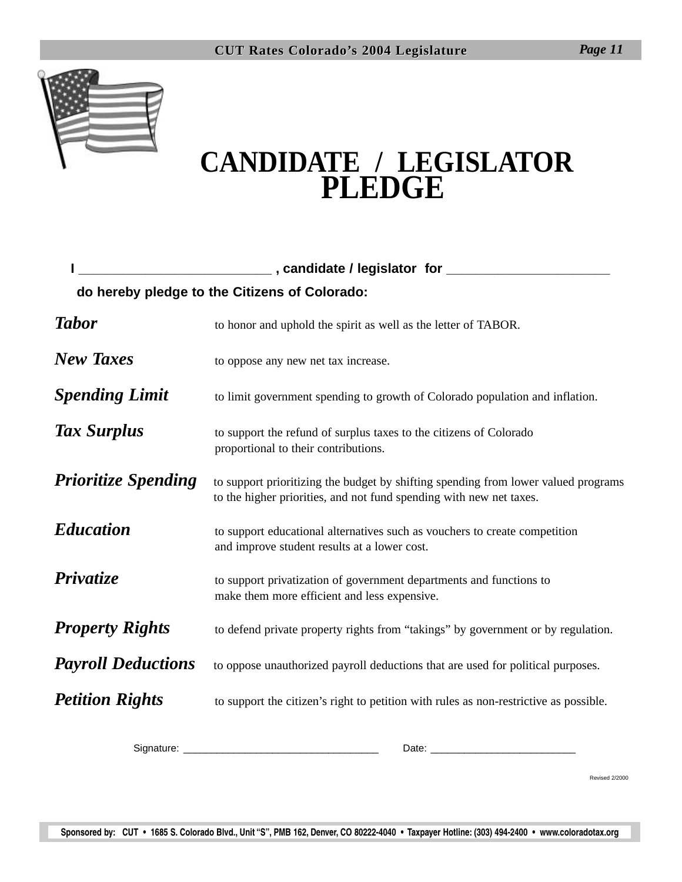# CANDIDATE / LEGISLATOR PLEDGE

**I \_\_\_\_\_\_\_\_\_\_\_\_\_\_\_\_\_\_\_\_\_\_\_\_\_\_\_\_ , candidate / legislator for \_\_\_\_\_\_\_\_\_\_\_\_\_\_\_\_\_\_\_\_\_\_\_\_**

**do hereby pledge to the Citizens of Colorado:**

***Tabor*** — to honor and uphold the spirit as well as the letter of TABOR.

***New Taxes*** — to oppose any new net tax increase.

***Spending Limit*** — to limit government spending to growth of Colorado population and inflation.

***Tax Surplus*** — to support the refund of surplus taxes to the citizens of Colorado proportional to their contributions.

***Prioritize Spending*** — to support prioritizing the budget by shifting spending from lower valued programs to the higher priorities, and not fund spending with new net taxes.

***Education*** — to support educational alternatives such as vouchers to create competition and improve student results at a lower cost.

***Privatize*** — to support privatization of government departments and functions to make them more efficient and less expensive.

***Property Rights*** — to defend private property rights from "takings" by government or by regulation.

***Payroll Deductions*** — to oppose unauthorized payroll deductions that are used for political purposes.

***Petition Rights*** — to support the citizen's right to petition with rules as non-restrictive as possible.

Signature: \_\_\_\_\_\_\_\_\_\_\_\_\_\_\_\_\_\_\_\_\_\_\_\_\_\_\_\_\_\_\_\_\_\_ Date: \_\_\_\_\_\_\_\_\_\_\_\_\_\_\_\_\_\_\_\_\_\_\_\_\_\_

Revised 2/2000

**Sponsored by: CUT • 1685 S. Colorado Blvd., Unit "S", PMB 162, Denver, CO 80222-4040 • Taxpayer Hotline: (303) 494-2400 • www.coloradotax.org**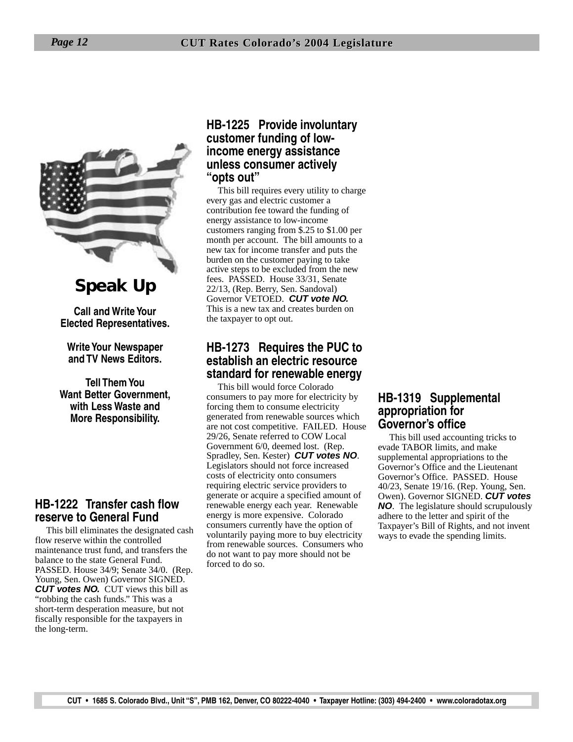**Speak Up**

**Call and Write Your Elected Representatives.**

**Write Your Newspaper and TV News Editors.**

**Tell Them You Want Better Government, with Less Waste and More Responsibility.**

## HB-1222 Transfer cash flow reserve to General Fund

This bill eliminates the designated cash flow reserve within the controlled maintenance trust fund, and transfers the balance to the state General Fund. PASSED. House 34/9; Senate 34/0. (Rep. Young, Sen. Owen) Governor SIGNED. ***CUT votes NO.*** CUT views this bill as "robbing the cash funds." This was a short-term desperation measure, but not fiscally responsible for the taxpayers in the long-term.

## HB-1225 Provide involuntary customer funding of low-income energy assistance unless consumer actively "opts out"

This bill requires every utility to charge every gas and electric customer a contribution fee toward the funding of energy assistance to low-income customers ranging from $.25 to $1.00 per month per account. The bill amounts to a new tax for income transfer and puts the burden on the customer paying to take active steps to be excluded from the new fees. PASSED. House 33/31, Senate 22/13, (Rep. Berry, Sen. Sandoval) Governor VETOED. ***CUT vote NO.*** This is a new tax and creates burden on the taxpayer to opt out.

## HB-1273 Requires the PUC to establish an electric resource standard for renewable energy

This bill would force Colorado consumers to pay more for electricity by forcing them to consume electricity generated from renewable sources which are not cost competitive. FAILED. House 29/26, Senate referred to COW Local Government 6/0, deemed lost. (Rep. Spradley, Sen. Kester) ***CUT votes NO***. Legislators should not force increased costs of electricity onto consumers requiring electric service providers to generate or acquire a specified amount of renewable energy each year. Renewable energy is more expensive. Colorado consumers currently have the option of voluntarily paying more to buy electricity from renewable sources. Consumers who do not want to pay more should not be forced to do so.

## HB-1319 Supplemental appropriation for Governor's office

This bill used accounting tricks to evade TABOR limits, and make supplemental appropriations to the Governor's Office and the Lieutenant Governor's Office. PASSED. House 40/23, Senate 19/16. (Rep. Young, Sen. Owen). Governor SIGNED. ***CUT votes NO***. The legislature should scrupulously adhere to the letter and spirit of the Taxpayer's Bill of Rights, and not invent ways to evade the spending limits.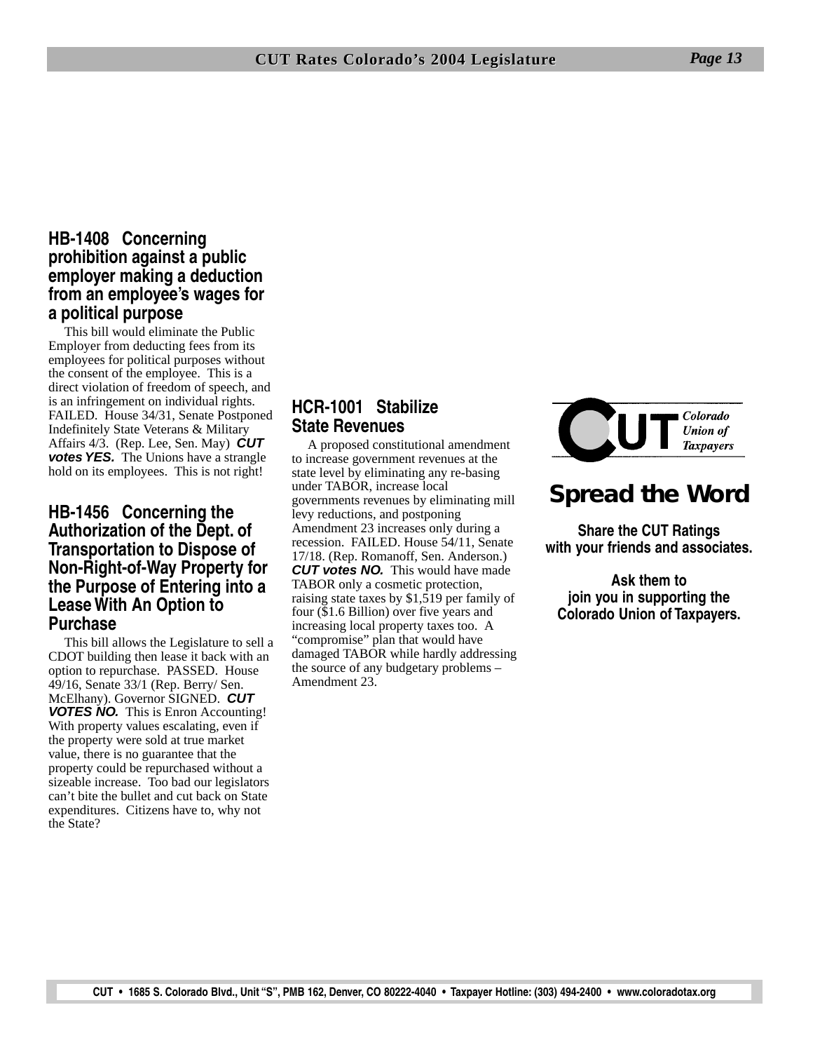### HB-1408 Concerning prohibition against a public employer making a deduction from an employee's wages for a political purpose

This bill would eliminate the Public Employer from deducting fees from its employees for political purposes without the consent of the employee. This is a direct violation of freedom of speech, and is an infringement on individual rights. FAILED. House 34/31, Senate Postponed Indefinitely State Veterans & Military Affairs 4/3. (Rep. Lee, Sen. May) ***CUT votes YES.*** The Unions have a strangle hold on its employees. This is not right!

### HB-1456 Concerning the Authorization of the Dept. of Transportation to Dispose of Non-Right-of-Way Property for the Purpose of Entering into a Lease With An Option to Purchase

This bill allows the Legislature to sell a CDOT building then lease it back with an option to repurchase. PASSED. House 49/16, Senate 33/1 (Rep. Berry/ Sen. McElhany). Governor SIGNED. ***CUT VOTES NO.*** This is Enron Accounting! With property values escalating, even if the property were sold at true market value, there is no guarantee that the property could be repurchased without a sizeable increase. Too bad our legislators can't bite the bullet and cut back on State expenditures. Citizens have to, why not the State?

### HCR-1001 Stabilize State Revenues

A proposed constitutional amendment to increase government revenues at the state level by eliminating any re-basing under TABOR, increase local governments revenues by eliminating mill levy reductions, and postponing Amendment 23 increases only during a recession. FAILED. House 54/11, Senate 17/18. (Rep. Romanoff, Sen. Anderson.) ***CUT votes NO.*** This would have made TABOR only a cosmetic protection, raising state taxes by $1,519 per family of four ($1.6 Billion) over five years and increasing local property taxes too. A "compromise" plan that would have damaged TABOR while hardly addressing the source of any budgetary problems – Amendment 23.

CUT Colorado Union of Taxpayers

## Spread the Word

**Share the CUT Ratings with your friends and associates.**

**Ask them to join you in supporting the Colorado Union of Taxpayers.**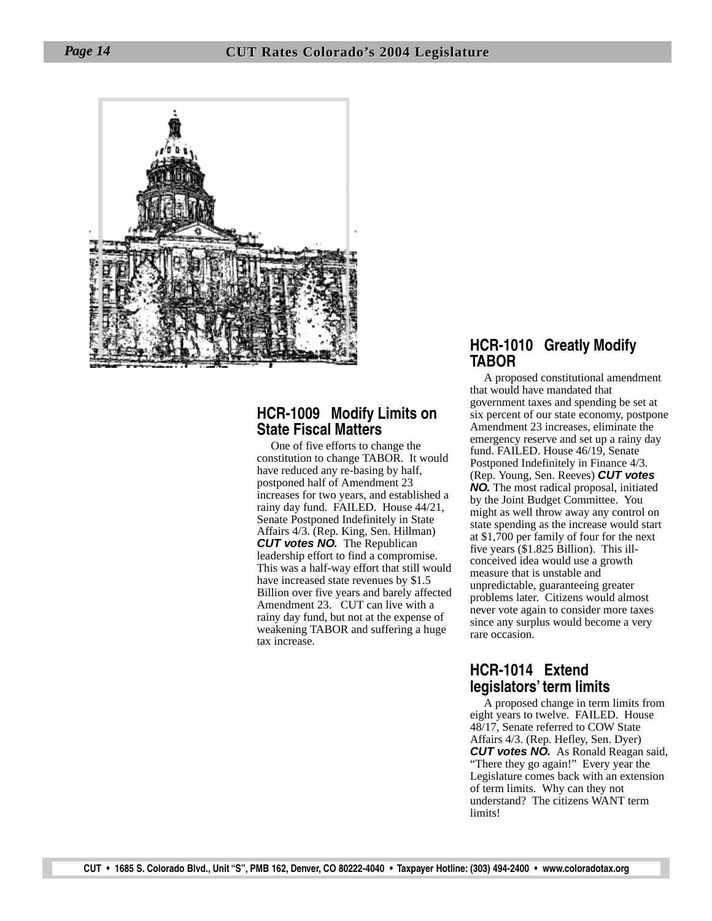## HCR-1009 Modify Limits on State Fiscal Matters

One of five efforts to change the constitution to change TABOR. It would have reduced any re-basing by half, postponed half of Amendment 23 increases for two years, and established a rainy day fund. FAILED. House 44/21, Senate Postponed Indefinitely in State Affairs 4/3. (Rep. King, Sen. Hillman) ***CUT votes NO.*** The Republican leadership effort to find a compromise. This was a half-way effort that still would have increased state revenues by $1.5 Billion over five years and barely affected Amendment 23. CUT can live with a rainy day fund, but not at the expense of weakening TABOR and suffering a huge tax increase.

## HCR-1010 Greatly Modify TABOR

A proposed constitutional amendment that would have mandated that government taxes and spending be set at six percent of our state economy, postpone Amendment 23 increases, eliminate the emergency reserve and set up a rainy day fund. FAILED. House 46/19, Senate Postponed Indefinitely in Finance 4/3. (Rep. Young, Sen. Reeves) ***CUT votes NO.*** The most radical proposal, initiated by the Joint Budget Committee. You might as well throw away any control on state spending as the increase would start at $1,700 per family of four for the next five years ($1.825 Billion). This ill-conceived idea would use a growth measure that is unstable and unpredictable, guaranteeing greater problems later. Citizens would almost never vote again to consider more taxes since any surplus would become a very rare occasion.

## HCR-1014 Extend legislators' term limits

A proposed change in term limits from eight years to twelve. FAILED. House 48/17, Senate referred to COW State Affairs 4/3. (Rep. Hefley, Sen. Dyer) ***CUT votes NO.*** As Ronald Reagan said, "There they go again!" Every year the Legislature comes back with an extension of term limits. Why can they not understand? The citizens WANT term limits!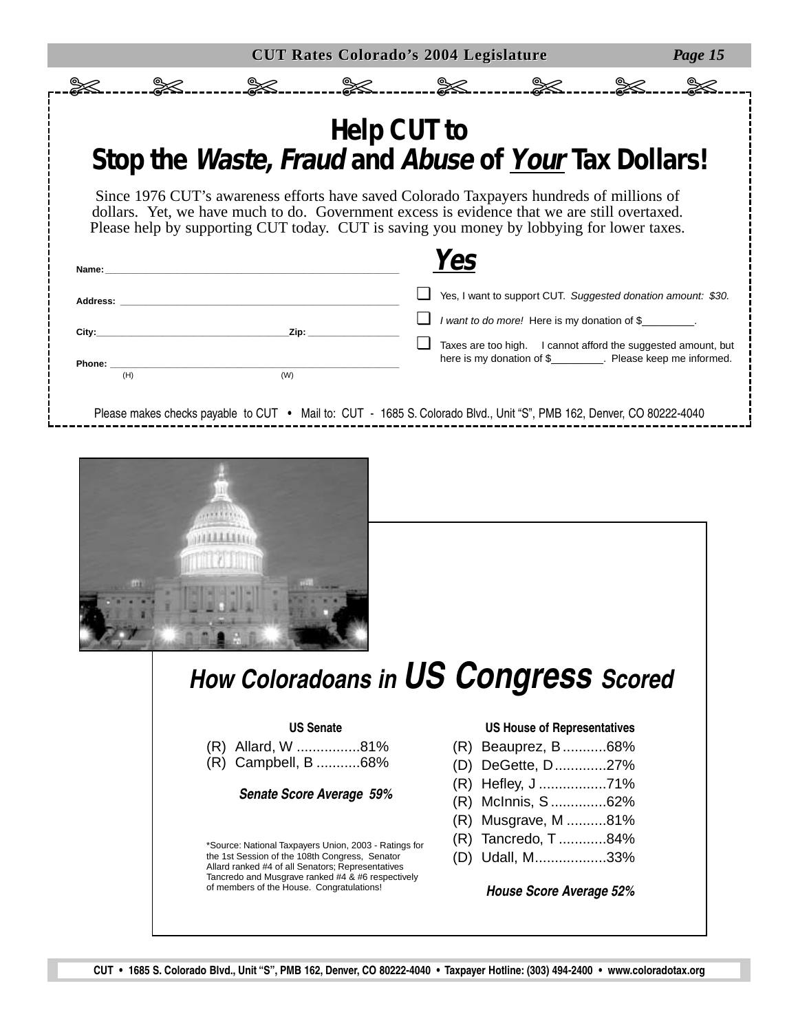# Help CUT to Stop the *Waste, Fraud* and *Abuse* of *Your* Tax Dollars!

Since 1976 CUT's awareness efforts have saved Colorado Taxpayers hundreds of millions of dollars. Yet, we have much to do. Government excess is evidence that we are still overtaxed. Please help by supporting CUT today. CUT is saving you money by lobbying for lower taxes.

Name: \_\_\_\_\_\_\_\_\_\_\_\_\_\_\_\_\_\_\_\_

Address: \_\_\_\_\_\_\_\_\_\_\_\_\_\_\_\_\_\_\_\_

City: \_\_\_\_\_\_\_\_\_\_\_\_\_\_\_\_\_\_\_\_ Zip: \_\_\_\_\_\_\_\_\_\_

Phone: \_\_\_\_\_\_\_\_\_\_\_\_\_\_\_\_\_\_\_\_
(H) (W)

## *Yes*

- ☐ Yes, I want to support CUT. *Suggested donation amount: $30.*
- ☐ *I want to do more!* Here is my donation of $\_\_\_\_\_\_\_\_\_.
- ☐ Taxes are too high. I cannot afford the suggested amount, but here is my donation of $\_\_\_\_\_\_\_\_\_. Please keep me informed.

Please makes checks payable to CUT • Mail to: CUT - 1685 S. Colorado Blvd., Unit "S", PMB 162, Denver, CO 80222-4040

## *How Coloradoans in US Congress Scored*

**US Senate**

(R) Allard, W ................81%
(R) Campbell, B ...........68%

***Senate Score Average 59%***

**US House of Representatives**

(R) Beauprez, B ...........68%
(D) DeGette, D.............27%
(R) Hefley, J .................71%
(R) McInnis, S ..............62%
(R) Musgrave, M ..........81%
(R) Tancredo, T ............84%
(D) Udall, M..................33%

***House Score Average 52%***

*Source: National Taxpayers Union, 2003 - Ratings for the 1st Session of the 108th Congress, Senator Allard ranked #4 of all Senators; Representatives Tancredo and Musgrave ranked #4 & #6 respectively of members of the House. Congratulations!

CUT • 1685 S. Colorado Blvd., Unit "S", PMB 162, Denver, CO 80222-4040 • Taxpayer Hotline: (303) 494-2400 • www.coloradotax.org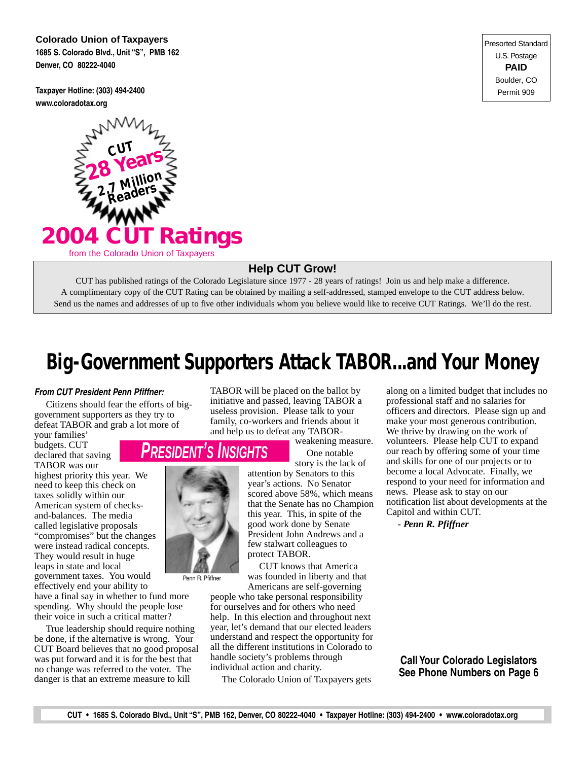**Colorado Union of Taxpayers**
**1685 S. Colorado Blvd., Unit "S", PMB 162**
**Denver, CO 80222-4040**

**Taxpayer Hotline: (303) 494-2400**
**www.coloradotax.org**

Presorted Standard
U.S. Postage
**PAID**
Boulder, CO
Permit 909

CUT
28 Years
2.7 Million Readers

# 2004 CUT Ratings

from the Colorado Union of Taxpayers

## Help CUT Grow!

CUT has published ratings of the Colorado Legislature since 1977 - 28 years of ratings! Join us and help make a difference. A complimentary copy of the CUT Rating can be obtained by mailing a self-addressed, stamped envelope to the CUT address below. Send us the names and addresses of up to five other individuals whom you believe would like to receive CUT Ratings. We'll do the rest.

# Big-Government Supporters Attack TABOR...and Your Money

***From CUT President Penn Pfiffner:***

## PRESIDENT'S INSIGHTS

Citizens should fear the efforts of big-government supporters as they try to defeat TABOR and grab a lot more of your families' budgets. CUT declared that saving TABOR was our highest priority this year. We need to keep this check on taxes solidly within our American system of checks-and-balances. The media called legislative proposals "compromises" but the changes were instead radical concepts. They would result in huge leaps in state and local government taxes. You would effectively end your ability to have a final say in whether to fund more spending. Why should the people lose their voice in such a critical matter?

True leadership should require nothing be done, if the alternative is wrong. Your CUT Board believes that no good proposal was put forward and it is for the best that no change was referred to the voter. The danger is that an extreme measure to kill TABOR will be placed on the ballot by initiative and passed, leaving TABOR a useless provision. Please talk to your family, co-workers and friends about it and help us to defeat any TABOR-weakening measure.

Penn R. Pfiffner

One notable story is the lack of attention by Senators to this year's actions. No Senator scored above 58%, which means that the Senate has no Champion this year. This, in spite of the good work done by Senate President John Andrews and a few stalwart colleagues to protect TABOR.

CUT knows that America was founded in liberty and that Americans are self-governing people who take personal responsibility for ourselves and for others who need help. In this election and throughout next year, let's demand that our elected leaders understand and respect the opportunity for all the different institutions in Colorado to handle society's problems through individual action and charity.

The Colorado Union of Taxpayers gets along on a limited budget that includes no professional staff and no salaries for officers and directors. Please sign up and make your most generous contribution. We thrive by drawing on the work of volunteers. Please help CUT to expand our reach by offering some of your time and skills for one of our projects or to become a local Advocate. Finally, we respond to your need for information and news. Please ask to stay on our notification list about developments at the Capitol and within CUT.

*- **Penn R. Pfiffner***

**Call Your Colorado Legislators**
**See Phone Numbers on Page 6**

**CUT • 1685 S. Colorado Blvd., Unit "S", PMB 162, Denver, CO 80222-4040 • Taxpayer Hotline: (303) 494-2400 • www.coloradotax.org**